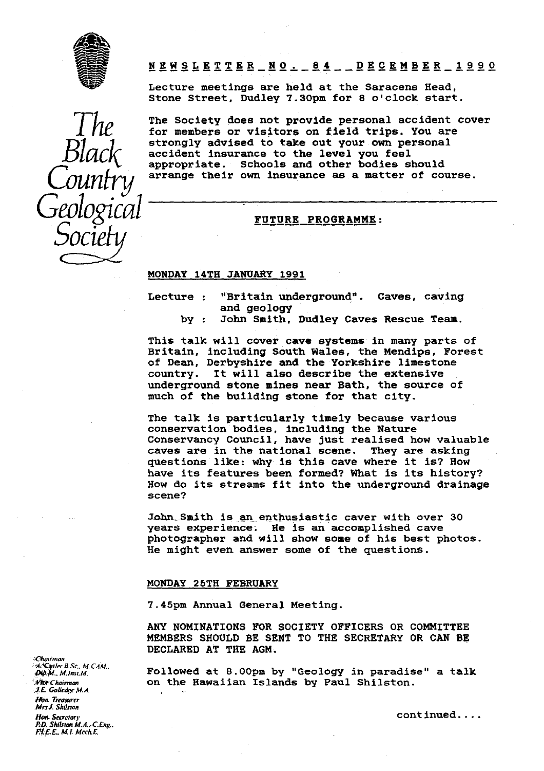# The Black Country Geological Society

## NEWSLETTER NO. 84 DECEMBER 1990

Lecture meetings are held at the Saracens Head, Stone Street, Dudley 7.30pm for 8 o'clock start.

The Society does not provide personal accident cover for members or visitors on field trips. You are strongly advised to take out your own personal accident insurance to the level you feel appropriate. Schools and other bodies should arrange their own insurance as a matter of course.

---

### FUTURE PROGRAMME:

**MONDAY 14TH JANUARY 1991**

Lecture : "Britain underground". Caves, caving and geology
by : John Smith, Dudley Caves Rescue Team.

This talk will cover cave systems in many parts of Britain, including South Wales, the Mendips, Forest of Dean, Derbyshire and the Yorkshire limestone country. It will also describe the extensive underground stone mines near Bath, the source of much of the building stone for that city.

The talk is particularly timely because various conservation bodies, including the Nature Conservancy Council, have just realised how valuable caves are in the national scene. They are asking questions like: why is this cave where it is? How have its features been formed? What is its history? How do its streams fit into the underground drainage scene?

John Smith is an enthusiastic caver with over 30 years experience. He is an accomplished cave photographer and will show some of his best photos. He might even answer some of the questions.

**MONDAY 25TH FEBRUARY**

7.45pm Annual General Meeting.

ANY NOMINATIONS FOR SOCIETY OFFICERS OR COMMITTEE MEMBERS SHOULD BE SENT TO THE SECRETARY OR CAN BE DECLARED AT THE AGM.

Followed at 8.00pm by "Geology in paradise" a talk on the Hawaiian Islands by Paul Shilston.

continued....

*Chairman*
A. Cutler B.Sc., M.CAM., Dip.M., M.Inst.M.
*Vice Chairman*
J.E. Golledge M.A.
*Hon. Treasurer*
Mrs J. Shilston
*Hon. Secretary*
P.D. Shilston M.A., C.Eng., F.I.E.E., M.I. Mech.E.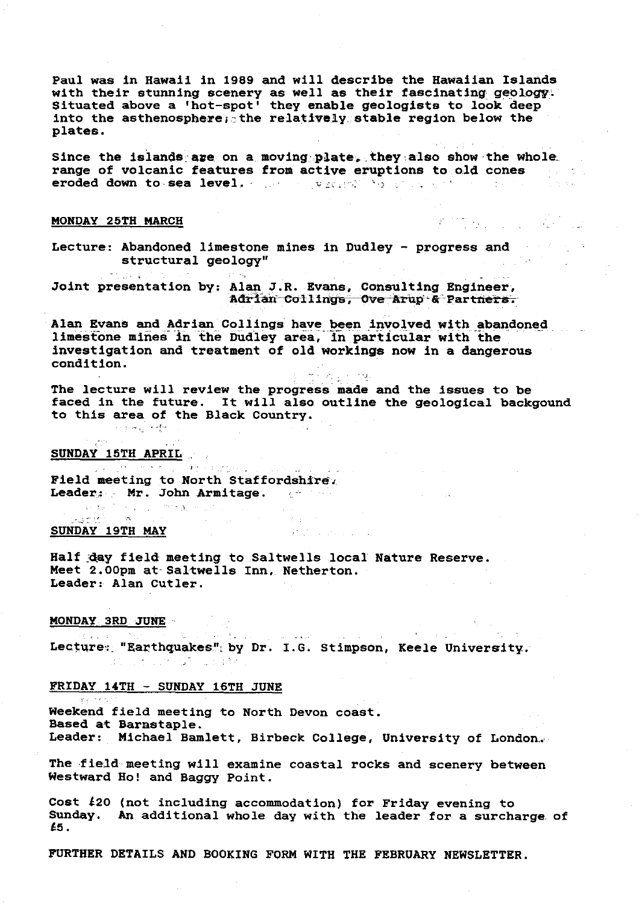Paul was in Hawaii in 1989 and will describe the Hawaiian Islands with their stunning scenery as well as their fascinating geology. Situated above a 'hot-spot' they enable geologists to look deep into the asthenosphere; the relatively stable region below the plates.

Since the islands are on a moving plate, they also show the whole range of volcanic features from active eruptions to old cones eroded down to sea level.

**MONDAY 25TH MARCH**

Lecture: Abandoned limestone mines in Dudley - progress and structural geology"

Joint presentation by: Alan J.R. Evans, Consulting Engineer, Adrian Collings, Ove Arup & Partners.

Alan Evans and Adrian Collings have been involved with abandoned limestone mines in the Dudley area, in particular with the investigation and treatment of old workings now in a dangerous condition.

The lecture will review the progress made and the issues to be faced in the future. It will also outline the geological backgound to this area of the Black Country.

**SUNDAY 15TH APRIL**

Field meeting to North Staffordshire.
Leader: Mr. John Armitage.

**SUNDAY 19TH MAY**

Half day field meeting to Saltwells local Nature Reserve.
Meet 2.00pm at Saltwells Inn, Netherton.
Leader: Alan Cutler.

**MONDAY 3RD JUNE**

Lecture: "Earthquakes" by Dr. I.G. Stimpson, Keele University.

**FRIDAY 14TH - SUNDAY 16TH JUNE**

Weekend field meeting to North Devon coast.
Based at Barnstaple.
Leader: Michael Bamlett, Birbeck College, University of London.

The field meeting will examine coastal rocks and scenery between Westward Ho! and Baggy Point.

Cost £20 (not including accommodation) for Friday evening to Sunday. An additional whole day with the leader for a surcharge of £5.

FURTHER DETAILS AND BOOKING FORM WITH THE FEBRUARY NEWSLETTER.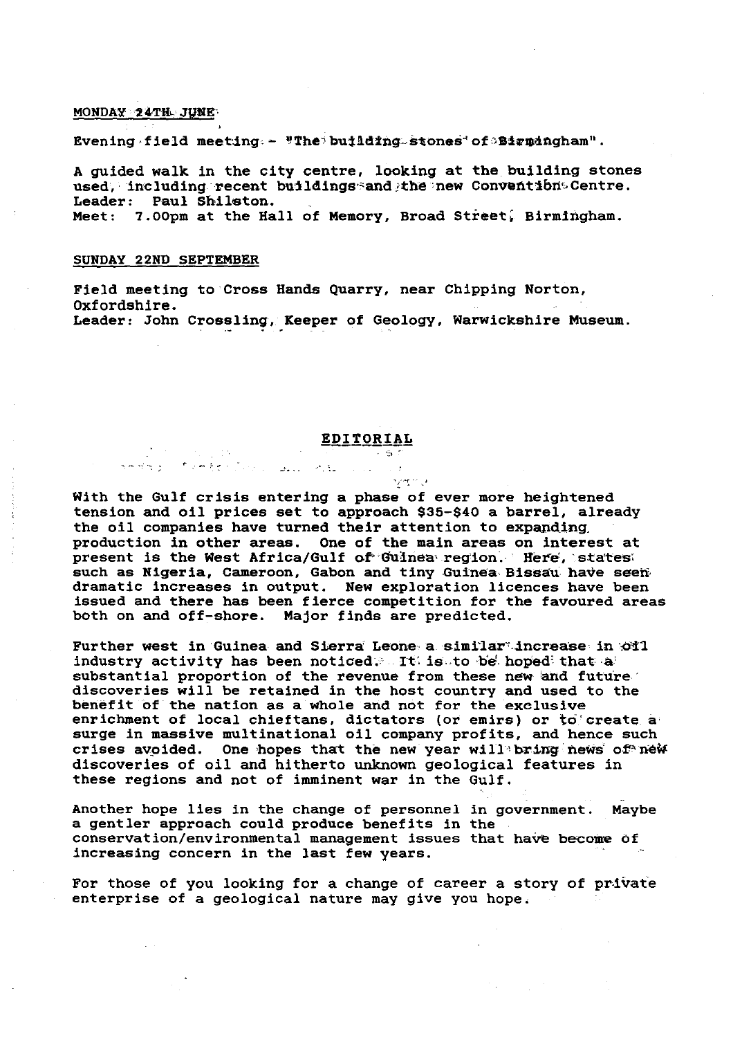MONDAY 24TH JUNE

Evening field meeting - "The building stones of Birmingham".

A guided walk in the city centre, looking at the building stones used, including recent buildings and the new Convention Centre.
Leader: Paul Shilston.
Meet: 7.00pm at the Hall of Memory, Broad Street, Birmingham.

SUNDAY 22ND SEPTEMBER

Field meeting to Cross Hands Quarry, near Chipping Norton, Oxfordshire.
Leader: John Crossling, Keeper of Geology, Warwickshire Museum.

## EDITORIAL

With the Gulf crisis entering a phase of ever more heightened tension and oil prices set to approach $35-$40 a barrel, already the oil companies have turned their attention to expanding production in other areas. One of the main areas on interest at present is the West Africa/Gulf of Guinea region. Here, states such as Nigeria, Cameroon, Gabon and tiny Guinea Bissau have seen dramatic increases in output. New exploration licences have been issued and there has been fierce competition for the favoured areas both on and off-shore. Major finds are predicted.

Further west in Guinea and Sierra Leone a similar increase in oil industry activity has been noticed. It is to be hoped that a substantial proportion of the revenue from these new and future discoveries will be retained in the host country and used to the benefit of the nation as a whole and not for the exclusive enrichment of local chieftans, dictators (or emirs) or to create a surge in massive multinational oil company profits, and hence such crises avoided. One hopes that the new year will bring news of new discoveries of oil and hitherto unknown geological features in these regions and not of imminent war in the Gulf.

Another hope lies in the change of personnel in government. Maybe a gentler approach could produce benefits in the conservation/environmental management issues that have become of increasing concern in the last few years.

For those of you looking for a change of career a story of private enterprise of a geological nature may give you hope.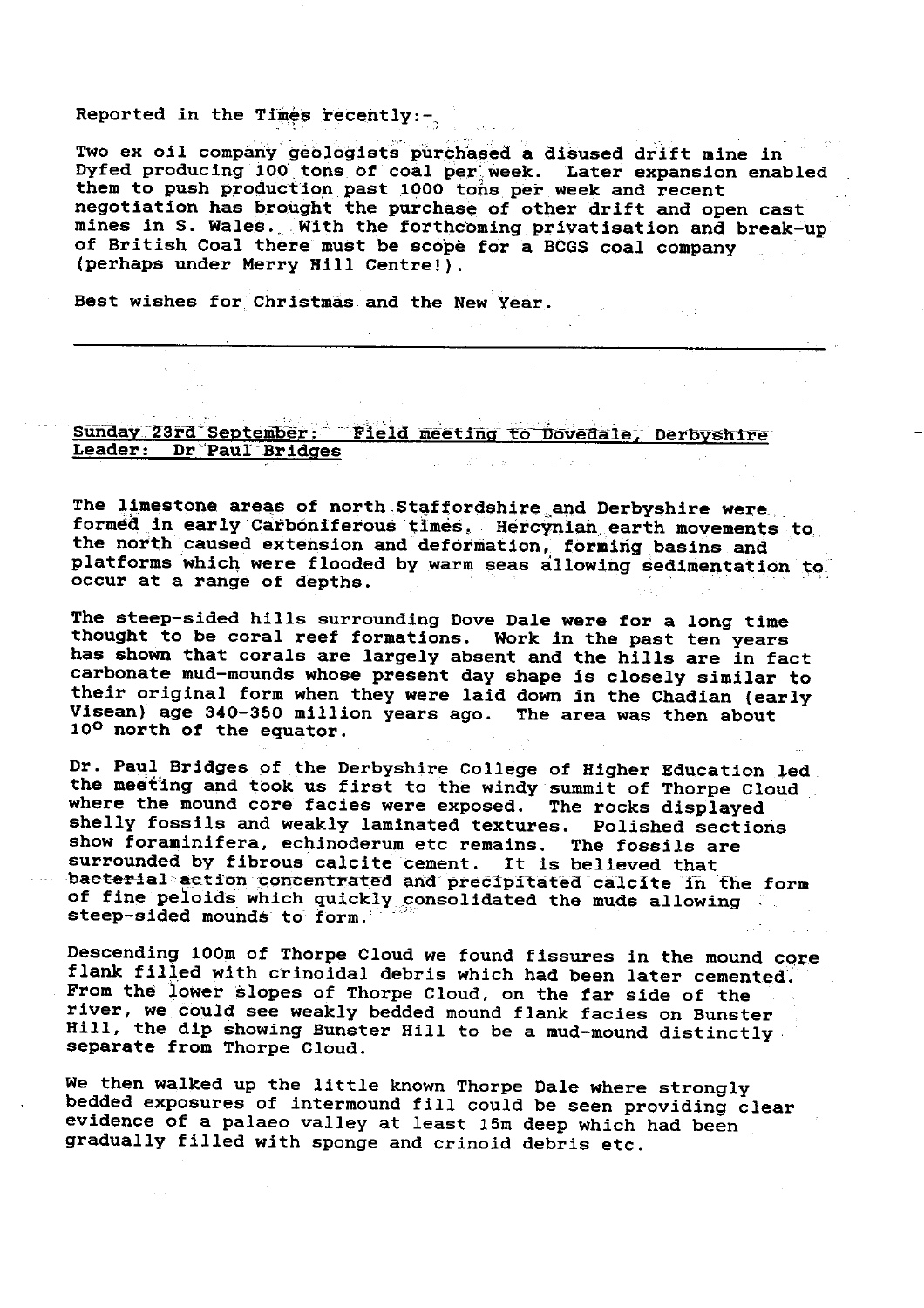Reported in the Times recently:-

Two ex oil company geologists purchased a disused drift mine in Dyfed producing 100 tons of coal per week. Later expansion enabled them to push production past 1000 tons per week and recent negotiation has brought the purchase of other drift and open cast mines in S. Wales. With the forthcoming privatisation and break-up of British Coal there must be scope for a BCGS coal company (perhaps under Merry Hill Centre!).

Best wishes for Christmas and the New Year.

---

<u>Sunday 23rd September: Field meeting to Dovedale, Derbyshire</u>
<u>Leader: Dr Paul Bridges</u>

The limestone areas of north Staffordshire and Derbyshire were formed in early Carboniferous times. Hercynian earth movements to the north caused extension and deformation, forming basins and platforms which were flooded by warm seas allowing sedimentation to occur at a range of depths.

The steep-sided hills surrounding Dove Dale were for a long time thought to be coral reef formations. Work in the past ten years has shown that corals are largely absent and the hills are in fact carbonate mud-mounds whose present day shape is closely similar to their original form when they were laid down in the Chadian (early Visean) age 340-350 million years ago. The area was then about 10° north of the equator.

Dr. Paul Bridges of the Derbyshire College of Higher Education led the meeting and took us first to the windy summit of Thorpe Cloud where the mound core facies were exposed. The rocks displayed shelly fossils and weakly laminated textures. Polished sections show foraminifera, echinoderum etc remains. The fossils are surrounded by fibrous calcite cement. It is believed that bacterial action concentrated and precipitated calcite in the form of fine peloids which quickly consolidated the muds allowing steep-sided mounds to form.

Descending 100m of Thorpe Cloud we found fissures in the mound core flank filled with crinoidal debris which had been later cemented. From the lower slopes of Thorpe Cloud, on the far side of the river, we could see weakly bedded mound flank facies on Bunster Hill, the dip showing Bunster Hill to be a mud-mound distinctly separate from Thorpe Cloud.

We then walked up the little known Thorpe Dale where strongly bedded exposures of intermound fill could be seen providing clear evidence of a palaeo valley at least 15m deep which had been gradually filled with sponge and crinoid debris etc.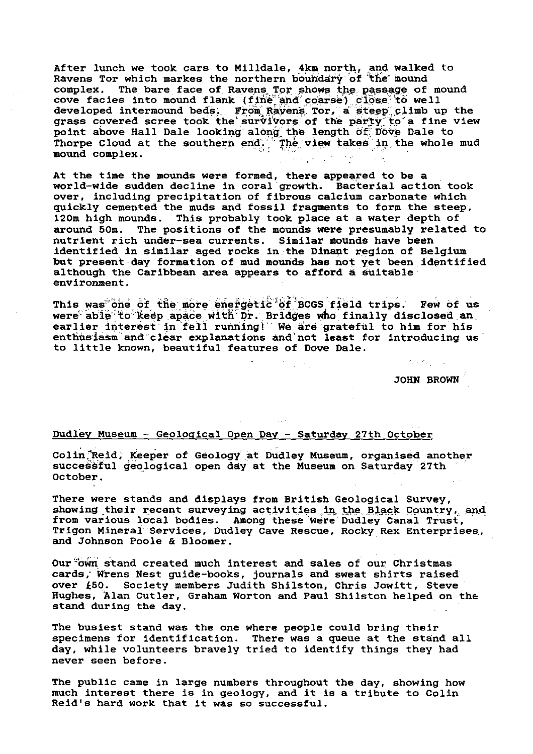After lunch we took cars to Milldale, 4km north, and walked to Ravens Tor which markes the northern boundary of the mound complex. The bare face of Ravens Tor shows the passage of mound cove facies into mound flank (fine and coarse) close to well developed intermound beds. From Ravens Tor, a steep climb up the grass covered scree took the survivors of the party to a fine view point above Hall Dale looking along the length of Dove Dale to Thorpe Cloud at the southern end. The view takes in the whole mud mound complex.

At the time the mounds were formed, there appeared to be a world-wide sudden decline in coral growth. Bacterial action took over, including precipitation of fibrous calcium carbonate which quickly cemented the muds and fossil fragments to form the steep, 120m high mounds. This probably took place at a water depth of around 50m. The positions of the mounds were presumably related to nutrient rich under-sea currents. Similar mounds have been identified in similar aged rocks in the Dinant region of Belgium but present day formation of mud mounds has not yet been identified although the Caribbean area appears to afford a suitable environment.

This was one of the more energetic of BCGS field trips. Few of us were able to keep apace with Dr. Bridges who finally disclosed an earlier interest in fell running! We are grateful to him for his enthusiasm and clear explanations and not least for introducing us to little known, beautiful features of Dove Dale.

JOHN BROWN

## Dudley Museum - Geological Open Day - Saturday 27th October

Colin Reid, Keeper of Geology at Dudley Museum, organised another successful geological open day at the Museum on Saturday 27th October.

There were stands and displays from British Geological Survey, showing their recent surveying activities in the Black Country, and from various local bodies. Among these were Dudley Canal Trust, Trigon Mineral Services, Dudley Cave Rescue, Rocky Rex Enterprises, and Johnson Poole & Bloomer.

Our own stand created much interest and sales of our Christmas cards, Wrens Nest guide-books, journals and sweat shirts raised over £50. Society members Judith Shilston, Chris Jowitt, Steve Hughes, Alan Cutler, Graham Worton and Paul Shilston helped on the stand during the day.

The busiest stand was the one where people could bring their specimens for identification. There was a queue at the stand all day, while volunteers bravely tried to identify things they had never seen before.

The public came in large numbers throughout the day, showing how much interest there is in geology, and it is a tribute to Colin Reid's hard work that it was so successful.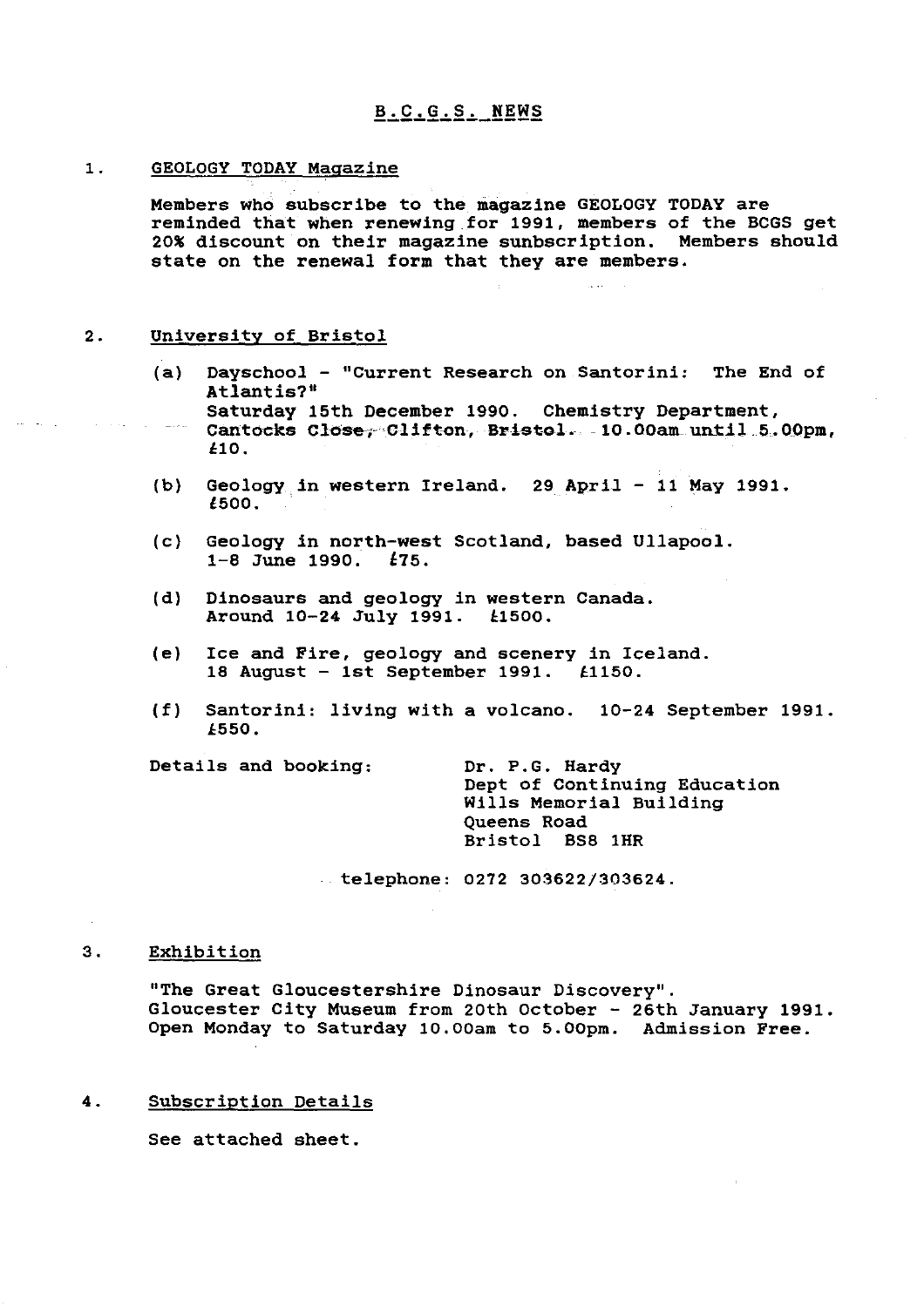## B.C.G.S. NEWS

1. GEOLOGY TODAY Magazine

Members who subscribe to the magazine GEOLOGY TODAY are reminded that when renewing for 1991, members of the BCGS get 20% discount on their magazine sunbscription. Members should state on the renewal form that they are members.

2. University of Bristol

(a) Dayschool - "Current Research on Santorini: The End of Atlantis?"
Saturday 15th December 1990. Chemistry Department, Cantocks Close, Clifton, Bristol. 10.00am until 5.00pm, £10.

(b) Geology in western Ireland. 29 April - 11 May 1991. £500.

(c) Geology in north-west Scotland, based Ullapool. 1-8 June 1990. £75.

(d) Dinosaurs and geology in western Canada. Around 10-24 July 1991. £1500.

(e) Ice and Fire, geology and scenery in Iceland. 18 August - 1st September 1991. £1150.

(f) Santorini: living with a volcano. 10-24 September 1991. £550.

Details and booking:

Dr. P.G. Hardy
Dept of Continuing Education
Wills Memorial Building
Queens Road
Bristol BS8 1HR

telephone: 0272 303622/303624.

3. Exhibition

"The Great Gloucestershire Dinosaur Discovery".
Gloucester City Museum from 20th October - 26th January 1991.
Open Monday to Saturday 10.00am to 5.00pm. Admission Free.

4. Subscription Details

See attached sheet.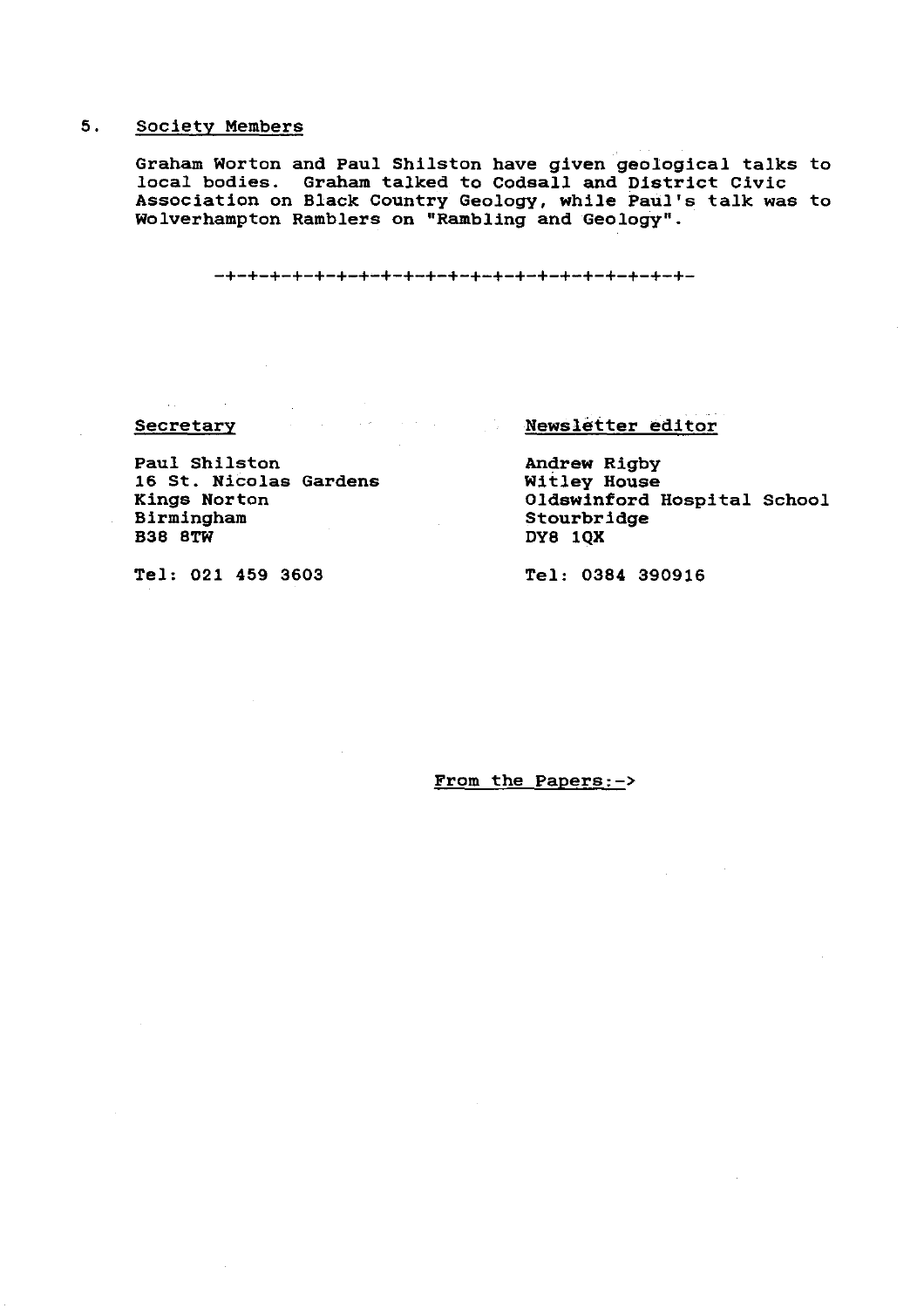## 5. Society Members

Graham Worton and Paul Shilston have given geological talks to local bodies. Graham talked to Codsall and District Civic Association on Black Country Geology, while Paul's talk was to Wolverhampton Ramblers on "Rambling and Geology".

-+-+-+-+-+-+-+-+-+-+-+-+-+-+-+-+-+-+-+-+-+-+-+-+-

**Secretary**

Paul Shilston
16 St. Nicolas Gardens
Kings Norton
Birmingham
B38 8TW

Tel: 021 459 3603

**Newsletter editor**

Andrew Rigby
Witley House
Oldswinford Hospital School
Stourbridge
DY8 1QX

Tel: 0384 390916

From the Papers:->